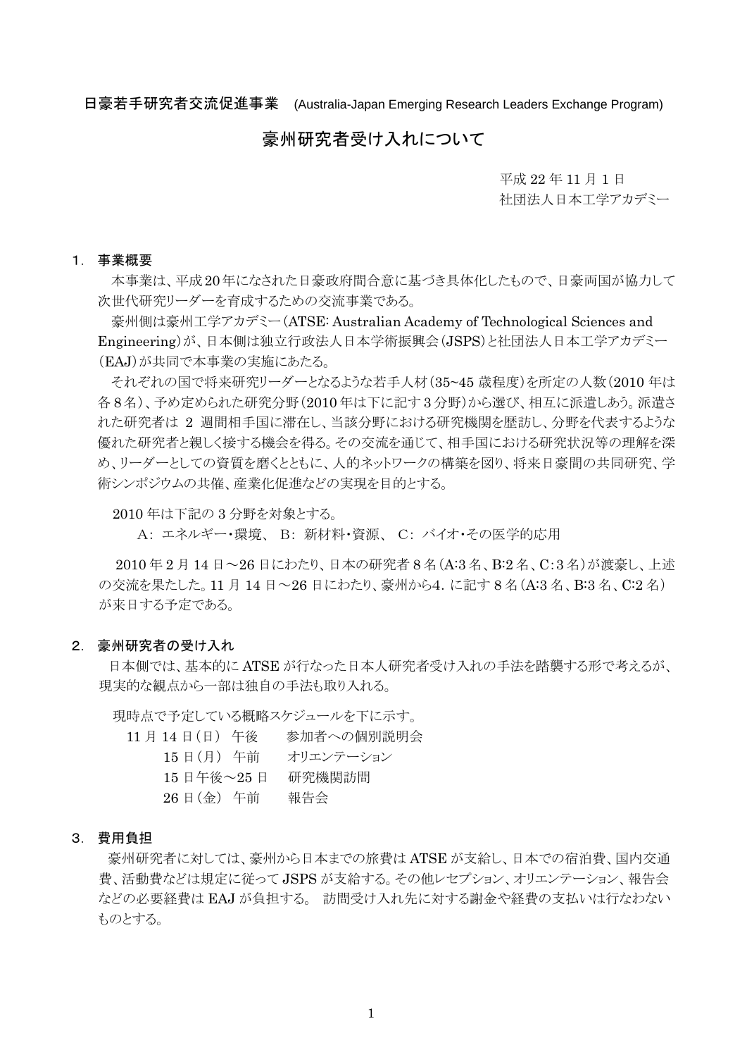日豪若手研究者交流促進事業　(Australia-Japan Emerging Research Leaders Exchange Program)

# 豪州研究者受け入れについて

平成 22 年 11 月 1 日
社団法人日本工学アカデミー

## 1. 事業概要

本事業は、平成20年になされた日豪政府間合意に基づき具体化したもので、日豪両国が協力して次世代研究リーダーを育成するための交流事業である。

豪州側は豪州工学アカデミー（ATSE: Australian Academy of Technological Sciences and Engineering）が、日本側は独立行政法人日本学術振興会（JSPS）と社団法人日本工学アカデミー（EAJ）が共同で本事業の実施にあたる。

それぞれの国で将来研究リーダーとなるような若手人材（35~45 歳程度）を所定の人数（2010 年は各８名）、予め定められた研究分野（2010 年は下に記す３分野）から選び、相互に派遣しあう。派遣された研究者は 2 週間相手国に滞在し、当該分野における研究機関を歴訪し、分野を代表するような優れた研究者と親しく接する機会を得る。その交流を通じて、相手国における研究状況等の理解を深め、リーダーとしての資質を磨くとともに、人的ネットワークの構築を図り、将来日豪間の共同研究、学術シンポジウムの共催、産業化促進などの実現を目的とする。

2010 年は下記の 3 分野を対象とする。

A: エネルギー・環境、 B: 新材料・資源、 C: バイオ・その医学的応用

2010 年 2 月 14 日～26 日にわたり、日本の研究者８名（A:3 名、B:2 名、C:３名）が渡豪し、上述の交流を果たした。11 月 14 日～26 日にわたり、豪州から4．に記す８名（A:3 名、B:3 名、C:2 名）が来日する予定である。

## 2. 豪州研究者の受け入れ

日本側では、基本的に ATSE が行なった日本人研究者受け入れの手法を踏襲する形で考えるが、現実的な観点から一部は独自の手法も取り入れる。

現時点で予定している概略スケジュールを下に示す。

11 月 14 日（日） 午後　　参加者への個別説明会
15 日（月） 午前　　オリエンテーション
15 日午後～25 日　　研究機関訪問
26 日（金） 午前　　報告会

## 3. 費用負担

豪州研究者に対しては、豪州から日本までの旅費は ATSE が支給し、日本での宿泊費、国内交通費、活動費などは規定に従って JSPS が支給する。その他レセプション、オリエンテーション、報告会などの必要経費は EAJ が負担する。 訪問受け入れ先に対する謝金や経費の支払いは行なわないものとする。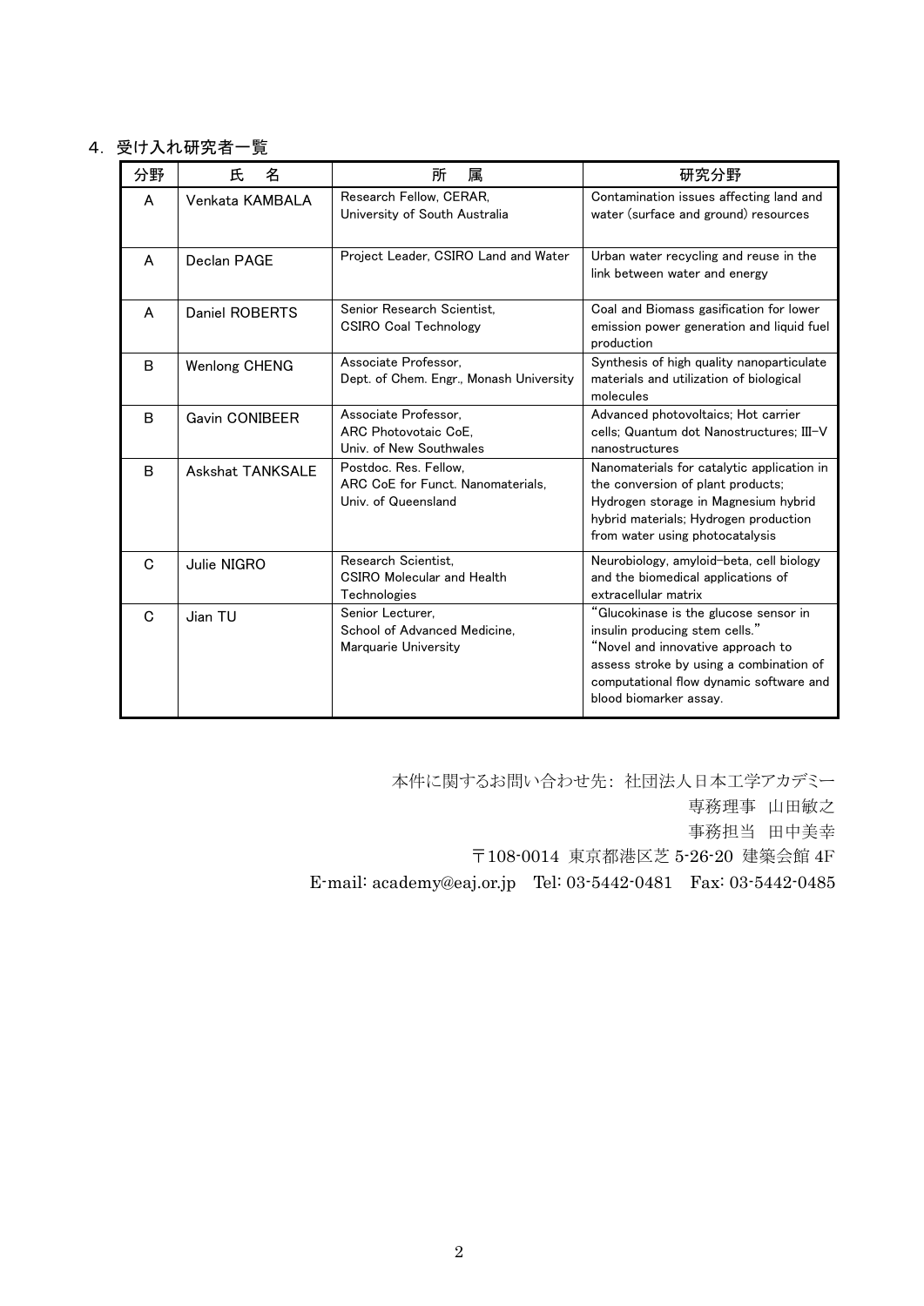## 4. 受け入れ研究者一覧

| 分野 | 氏　名 | 所　属 | 研究分野 |
|---|---|---|---|
| A | Venkata KAMBALA | Research Fellow, CERAR, University of South Australia | Contamination issues affecting land and water (surface and ground) resources |
| A | Declan PAGE | Project Leader, CSIRO Land and Water | Urban water recycling and reuse in the link between water and energy |
| A | Daniel ROBERTS | Senior Research Scientist, CSIRO Coal Technology | Coal and Biomass gasification for lower emission power generation and liquid fuel production |
| B | Wenlong CHENG | Associate Professor, Dept. of Chem. Engr., Monash University | Synthesis of high quality nanoparticulate materials and utilization of biological molecules |
| B | Gavin CONIBEER | Associate Professor, ARC Photovotaic CoE, Univ. of New Southwales | Advanced photovoltaics; Hot carrier cells; Quantum dot Nanostructures; III-V nanostructures |
| B | Askshat TANKSALE | Postdoc. Res. Fellow, ARC CoE for Funct. Nanomaterials, Univ. of Queensland | Nanomaterials for catalytic application in the conversion of plant products; Hydrogen storage in Magnesium hybrid hybrid materials; Hydrogen production from water using photocatalysis |
| C | Julie NIGRO | Research Scientist, CSIRO Molecular and Health Technologies | Neurobiology, amyloid-beta, cell biology and the biomedical applications of extracellular matrix |
| C | Jian TU | Senior Lecturer, School of Advanced Medicine, Marquarie University | "Glucokinase is the glucose sensor in insulin producing stem cells." "Novel and innovative approach to assess stroke by using a combination of computational flow dynamic software and blood biomarker assay. |

本件に関するお問い合わせ先：社団法人日本工学アカデミー
専務理事　山田敏之
事務担当　田中美幸
〒108-0014 東京都港区芝 5-26-20 建築会館 4F
E-mail: academy@eaj.or.jp　Tel: 03-5442-0481　Fax: 03-5442-0485